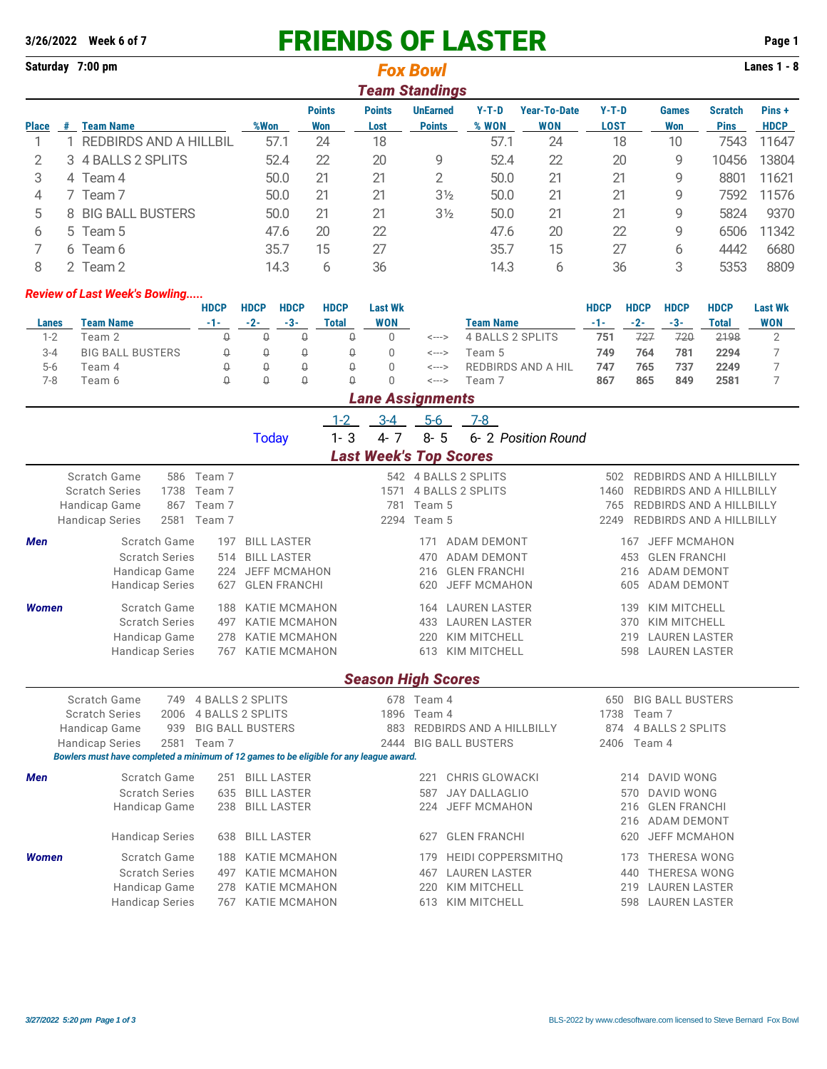3/26/2022 Week 6 of 7

# FRIENDS OF LASTER

Saturday 7:00 pm

## Fox Bowl

Lanes 1 - 8

### Team Standings

| Place | # | Team Name | %Won | Points Won | Points Lost | UnEarned Points | Y-T-D % WON | Year-To-Date WON | Y-T-D LOST | Games Won | Scratch Pins | Pins + HDCP |
|---|---|---|---|---|---|---|---|---|---|---|---|---|
| 1 | 1 | REDBIRDS AND A HILLBIL | 57.1 | 24 | 18 | | 57.1 | 24 | 18 | 10 | 7543 | 11647 |
| 2 | 3 | 4 BALLS 2 SPLITS | 52.4 | 22 | 20 | 9 | 52.4 | 22 | 20 | 9 | 10456 | 13804 |
| 3 | 4 | Team 4 | 50.0 | 21 | 21 | 2 | 50.0 | 21 | 21 | 9 | 8801 | 11621 |
| 4 | 7 | Team 7 | 50.0 | 21 | 21 | 3½ | 50.0 | 21 | 21 | 9 | 7592 | 11576 |
| 5 | 8 | BIG BALL BUSTERS | 50.0 | 21 | 21 | 3½ | 50.0 | 21 | 21 | 9 | 5824 | 9370 |
| 6 | 5 | Team 5 | 47.6 | 20 | 22 | | 47.6 | 20 | 22 | 9 | 6506 | 11342 |
| 7 | 6 | Team 6 | 35.7 | 15 | 27 | | 35.7 | 15 | 27 | 6 | 4442 | 6680 |
| 8 | 2 | Team 2 | 14.3 | 6 | 36 | | 14.3 | 6 | 36 | 3 | 5353 | 8809 |

*Review of Last Week's Bowling.....*

| Lanes | Team Name | HDCP -1- | HDCP -2- | HDCP -3- | HDCP Total | Last Wk WON | | Team Name | HDCP -1- | HDCP -2- | HDCP -3- | HDCP Total | Last Wk WON |
|---|---|---|---|---|---|---|---|---|---|---|---|---|---|
| 1-2 | Team 2 | 0 | 0 | 0 | 0 | 0 | <---> | 4 BALLS 2 SPLITS | 751 | 727 | 720 | 2198 | 2 |
| 3-4 | BIG BALL BUSTERS | 0 | 0 | 0 | 0 | 0 | <---> | Team 5 | 749 | 764 | 781 | 2294 | 7 |
| 5-6 | Team 4 | 0 | 0 | 0 | 0 | 0 | <---> | REDBIRDS AND A HIL | 747 | 765 | 737 | 2249 | 7 |
| 7-8 | Team 6 | 0 | 0 | 0 | 0 | 0 | <---> | Team 7 | 867 | 865 | 849 | 2581 | 7 |

### Lane Assignments

| | 1-2 | 3-4 | 5-6 | 7-8 | |
|---|---|---|---|---|---|
| Today | 1- 3 | 4- 7 | 8- 5 | 6- 2 | Position Round |

### Last Week's Top Scores

| | | | | | | |
|---|---|---|---|---|---|---|
| Scratch Game | 586 | Team 7 | 542 | 4 BALLS 2 SPLITS | 502 | REDBIRDS AND A HILLBILLY |
| Scratch Series | 1738 | Team 7 | 1571 | 4 BALLS 2 SPLITS | 1460 | REDBIRDS AND A HILLBILLY |
| Handicap Game | 867 | Team 7 | 781 | Team 5 | 765 | REDBIRDS AND A HILLBILLY |
| Handicap Series | 2581 | Team 7 | 2294 | Team 5 | 2249 | REDBIRDS AND A HILLBILLY |

| | | | | | | | |
|---|---|---|---|---|---|---|---|
| *Men* | Scratch Game | 197 | BILL LASTER | 171 | ADAM DEMONT | 167 | JEFF MCMAHON |
| | Scratch Series | 514 | BILL LASTER | 470 | ADAM DEMONT | 453 | GLEN FRANCHI |
| | Handicap Game | 224 | JEFF MCMAHON | 216 | GLEN FRANCHI | 216 | ADAM DEMONT |
| | Handicap Series | 627 | GLEN FRANCHI | 620 | JEFF MCMAHON | 605 | ADAM DEMONT |
| *Women* | Scratch Game | 188 | KATIE MCMAHON | 164 | LAUREN LASTER | 139 | KIM MITCHELL |
| | Scratch Series | 497 | KATIE MCMAHON | 433 | LAUREN LASTER | 370 | KIM MITCHELL |
| | Handicap Game | 278 | KATIE MCMAHON | 220 | KIM MITCHELL | 219 | LAUREN LASTER |
| | Handicap Series | 767 | KATIE MCMAHON | 613 | KIM MITCHELL | 598 | LAUREN LASTER |

### Season High Scores

| | | | | | | |
|---|---|---|---|---|---|---|
| Scratch Game | 749 | 4 BALLS 2 SPLITS | 678 | Team 4 | 650 | BIG BALL BUSTERS |
| Scratch Series | 2006 | 4 BALLS 2 SPLITS | 1896 | Team 4 | 1738 | Team 7 |
| Handicap Game | 939 | BIG BALL BUSTERS | 883 | REDBIRDS AND A HILLBILLY | 874 | 4 BALLS 2 SPLITS |
| Handicap Series | 2581 | Team 7 | 2444 | BIG BALL BUSTERS | 2406 | Team 4 |

***Bowlers must have completed a minimum of 12 games to be eligible for any league award.***

| | | | | | | | |
|---|---|---|---|---|---|---|---|
| *Men* | Scratch Game | 251 | BILL LASTER | 221 | CHRIS GLOWACKI | 214 | DAVID WONG |
| | Scratch Series | 635 | BILL LASTER | 587 | JAY DALLAGLIO | 570 | DAVID WONG |
| | Handicap Game | 238 | BILL LASTER | 224 | JEFF MCMAHON | 216 | GLEN FRANCHI |
| | | | | | | 216 | ADAM DEMONT |
| | Handicap Series | 638 | BILL LASTER | 627 | GLEN FRANCHI | 620 | JEFF MCMAHON |
| *Women* | Scratch Game | 188 | KATIE MCMAHON | 179 | HEIDI COPPERSMITHQ | 173 | THERESA WONG |
| | Scratch Series | 497 | KATIE MCMAHON | 467 | LAUREN LASTER | 440 | THERESA WONG |
| | Handicap Game | 278 | KATIE MCMAHON | 220 | KIM MITCHELL | 219 | LAUREN LASTER |
| | Handicap Series | 767 | KATIE MCMAHON | 613 | KIM MITCHELL | 598 | LAUREN LASTER |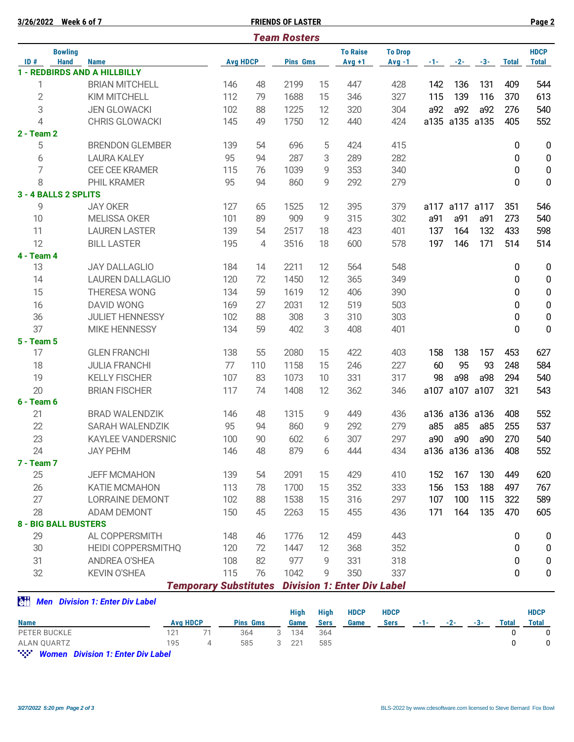**3/26/2022 Week 6 of 7** **FRIENDS OF LASTER**

## Team Rosters

| ID # | Bowling Hand | Name | Avg | HDCP | Pins | Gms | To Raise Avg +1 | To Drop Avg -1 | -1- | -2- | -3- | Total | HDCP Total |
|---|---|---|---|---|---|---|---|---|---|---|---|---|---|
| **1 - REDBIRDS AND A HILLBILLY** | | | | | | | | | | | | | |
| 1 | | BRIAN MITCHELL | 146 | 48 | 2199 | 15 | 447 | 428 | 142 | 136 | 131 | 409 | 544 |
| 2 | | KIM MITCHELL | 112 | 79 | 1688 | 15 | 346 | 327 | 115 | 139 | 116 | 370 | 613 |
| 3 | | JEN GLOWACKI | 102 | 88 | 1225 | 12 | 320 | 304 | a92 | a92 | a92 | 276 | 540 |
| 4 | | CHRIS GLOWACKI | 145 | 49 | 1750 | 12 | 440 | 424 | a135 | a135 | a135 | 405 | 552 |
| **2 - Team 2** | | | | | | | | | | | | | |
| 5 | | BRENDON GLEMBER | 139 | 54 | 696 | 5 | 424 | 415 | | | | 0 | 0 |
| 6 | | LAURA KALEY | 95 | 94 | 287 | 3 | 289 | 282 | | | | 0 | 0 |
| 7 | | CEE CEE KRAMER | 115 | 76 | 1039 | 9 | 353 | 340 | | | | 0 | 0 |
| 8 | | PHIL KRAMER | 95 | 94 | 860 | 9 | 292 | 279 | | | | 0 | 0 |
| **3 - 4 BALLS 2 SPLITS** | | | | | | | | | | | | | |
| 9 | | JAY OKER | 127 | 65 | 1525 | 12 | 395 | 379 | a117 | a117 | a117 | 351 | 546 |
| 10 | | MELISSA OKER | 101 | 89 | 909 | 9 | 315 | 302 | a91 | a91 | a91 | 273 | 540 |
| 11 | | LAUREN LASTER | 139 | 54 | 2517 | 18 | 423 | 401 | 137 | 164 | 132 | 433 | 598 |
| 12 | | BILL LASTER | 195 | 4 | 3516 | 18 | 600 | 578 | 197 | 146 | 171 | 514 | 514 |
| **4 - Team 4** | | | | | | | | | | | | | |
| 13 | | JAY DALLAGLIO | 184 | 14 | 2211 | 12 | 564 | 548 | | | | 0 | 0 |
| 14 | | LAUREN DALLAGLIO | 120 | 72 | 1450 | 12 | 365 | 349 | | | | 0 | 0 |
| 15 | | THERESA WONG | 134 | 59 | 1619 | 12 | 406 | 390 | | | | 0 | 0 |
| 16 | | DAVID WONG | 169 | 27 | 2031 | 12 | 519 | 503 | | | | 0 | 0 |
| 36 | | JULIET HENNESSY | 102 | 88 | 308 | 3 | 310 | 303 | | | | 0 | 0 |
| 37 | | MIKE HENNESSY | 134 | 59 | 402 | 3 | 408 | 401 | | | | 0 | 0 |
| **5 - Team 5** | | | | | | | | | | | | | |
| 17 | | GLEN FRANCHI | 138 | 55 | 2080 | 15 | 422 | 403 | 158 | 138 | 157 | 453 | 627 |
| 18 | | JULIA FRANCHI | 77 | 110 | 1158 | 15 | 246 | 227 | 60 | 95 | 93 | 248 | 584 |
| 19 | | KELLY FISCHER | 107 | 83 | 1073 | 10 | 331 | 317 | 98 | a98 | a98 | 294 | 540 |
| 20 | | BRIAN FISCHER | 117 | 74 | 1408 | 12 | 362 | 346 | a107 | a107 | a107 | 321 | 543 |
| **6 - Team 6** | | | | | | | | | | | | | |
| 21 | | BRAD WALENDZIK | 146 | 48 | 1315 | 9 | 449 | 436 | a136 | a136 | a136 | 408 | 552 |
| 22 | | SARAH WALENDZIK | 95 | 94 | 860 | 9 | 292 | 279 | a85 | a85 | a85 | 255 | 537 |
| 23 | | KAYLEE VANDERSNIC | 100 | 90 | 602 | 6 | 307 | 297 | a90 | a90 | a90 | 270 | 540 |
| 24 | | JAY PEHM | 146 | 48 | 879 | 6 | 444 | 434 | a136 | a136 | a136 | 408 | 552 |
| **7 - Team 7** | | | | | | | | | | | | | |
| 25 | | JEFF MCMAHON | 139 | 54 | 2091 | 15 | 429 | 410 | 152 | 167 | 130 | 449 | 620 |
| 26 | | KATIE MCMAHON | 113 | 78 | 1700 | 15 | 352 | 333 | 156 | 153 | 188 | 497 | 767 |
| 27 | | LORRAINE DEMONT | 102 | 88 | 1538 | 15 | 316 | 297 | 107 | 100 | 115 | 322 | 589 |
| 28 | | ADAM DEMONT | 150 | 45 | 2263 | 15 | 455 | 436 | 171 | 164 | 135 | 470 | 605 |
| **8 - BIG BALL BUSTERS** | | | | | | | | | | | | | |
| 29 | | AL COPPERSMITH | 148 | 46 | 1776 | 12 | 459 | 443 | | | | 0 | 0 |
| 30 | | HEIDI COPPERSMITHQ | 120 | 72 | 1447 | 12 | 368 | 352 | | | | 0 | 0 |
| 31 | | ANDREA O'SHEA | 108 | 82 | 977 | 9 | 331 | 318 | | | | 0 | 0 |
| 32 | | KEVIN O'SHEA | 115 | 76 | 1042 | 9 | 350 | 337 | | | | 0 | 0 |

## Temporary Substitutes Division 1: Enter Div Label

### Men Division 1: Enter Div Label

| Name | Avg | HDCP | Pins | Gms | High Game | High Sers | HDCP Game | HDCP Sers | -1- | -2- | -3- | Total | HDCP Total |
|---|---|---|---|---|---|---|---|---|---|---|---|---|---|
| PETER BUCKLE | 121 | 71 | 364 | 3 | 134 | 364 | | | | | | 0 | 0 |
| ALAN QUARTZ | 195 | 4 | 585 | 3 | 221 | 585 | | | | | | 0 | 0 |

### Women Division 1: Enter Div Label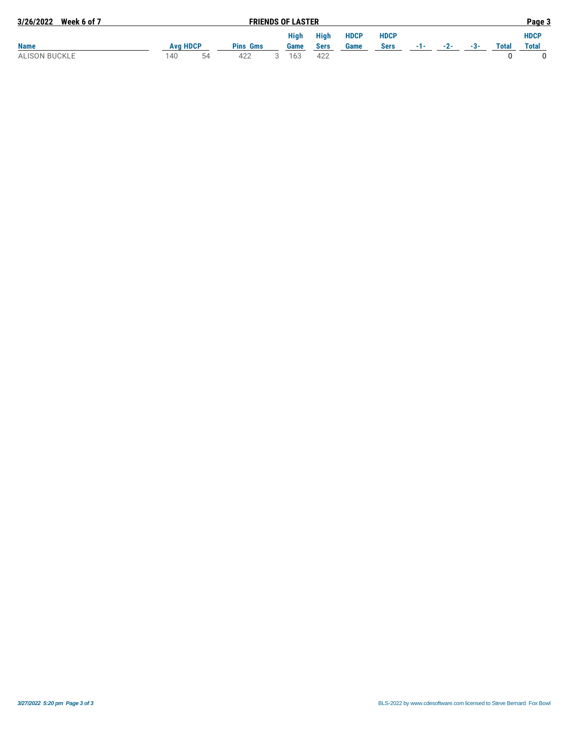3/26/2022 Week 6 of 7

**FRIENDS OF LASTER**

| Name | Avg | HDCP | Pins | Gms | High Game | High Sers | HDCP Game | HDCP Sers | -1- | -2- | -3- | Total | HDCP Total |
|---|---|---|---|---|---|---|---|---|---|---|---|---|---|
| ALISON BUCKLE | 140 | 54 | 422 | 3 | 163 | 422 | | | | | | 0 | 0 |

BLS-2022 by www.cdesoftware.com licensed to Steve Bernard Fox Bowl